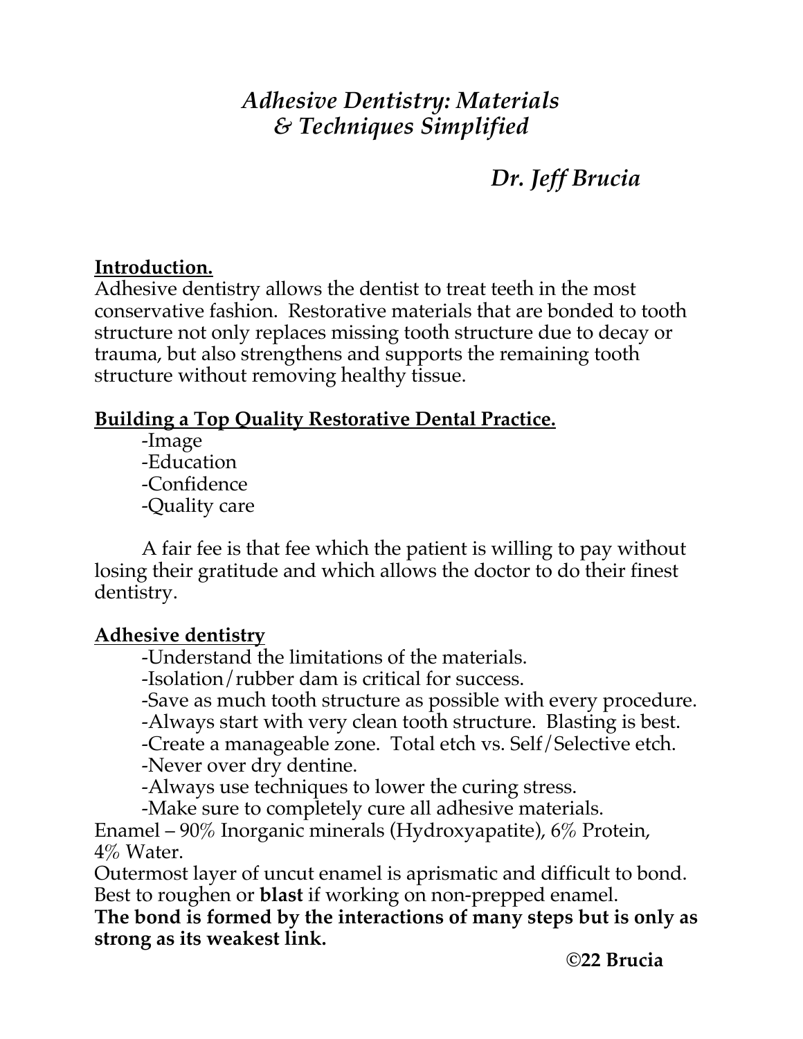# *Adhesive Dentistry: Materials & Techniques Simplified*

***Dr. Jeff Brucia***

## Introduction.

Adhesive dentistry allows the dentist to treat teeth in the most conservative fashion. Restorative materials that are bonded to tooth structure not only replaces missing tooth structure due to decay or trauma, but also strengthens and supports the remaining tooth structure without removing healthy tissue.

## Building a Top Quality Restorative Dental Practice.

- Image
- Education
- Confidence
- Quality care

A fair fee is that fee which the patient is willing to pay without losing their gratitude and which allows the doctor to do their finest dentistry.

## Adhesive dentistry

- Understand the limitations of the materials.
- Isolation/rubber dam is critical for success.
- Save as much tooth structure as possible with every procedure.
- Always start with very clean tooth structure. Blasting is best.
- Create a manageable zone. Total etch vs. Self/Selective etch.
- Never over dry dentine.
- Always use techniques to lower the curing stress.
- Make sure to completely cure all adhesive materials.

Enamel – 90% Inorganic minerals (Hydroxyapatite), 6% Protein, 4% Water.

Outermost layer of uncut enamel is aprismatic and difficult to bond. Best to roughen or **blast** if working on non-prepped enamel.

**The bond is formed by the interactions of many steps but is only as strong as its weakest link.**

**©22 Brucia**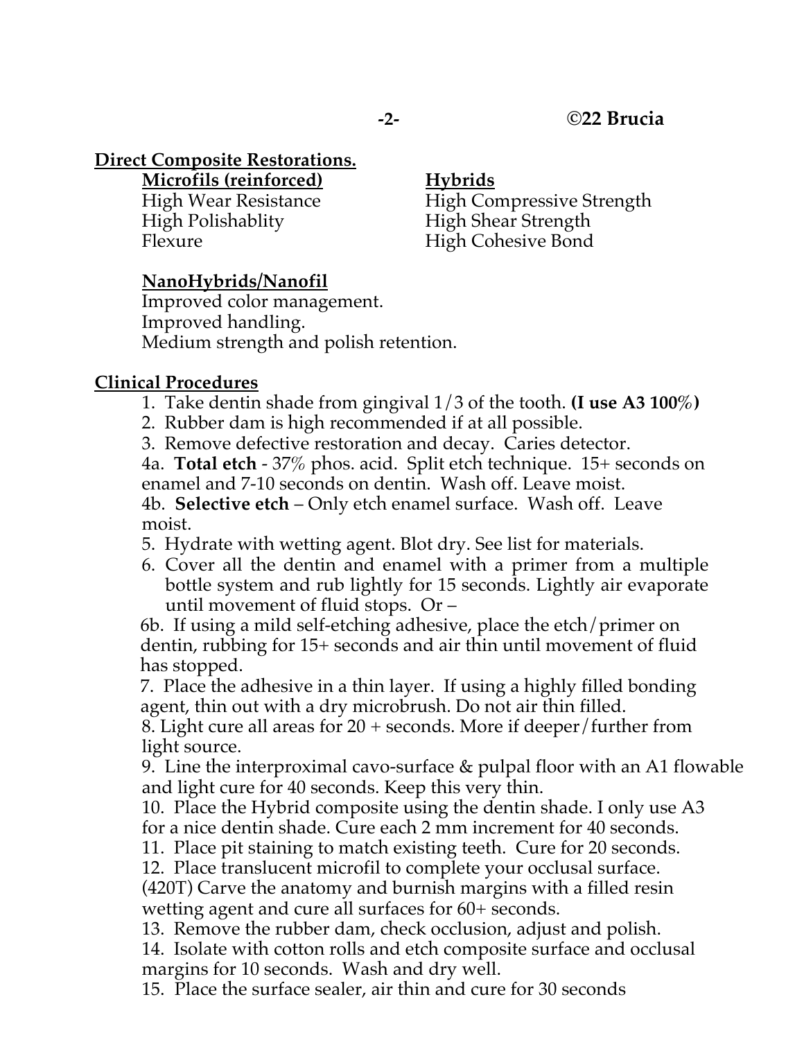## Direct Composite Restorations.

**Microfils (reinforced)**

High Wear Resistance
High Polishablity
Flexure

**Hybrids**

High Compressive Strength
High Shear Strength
High Cohesive Bond

**NanoHybrids/Nanofil**

Improved color management.
Improved handling.
Medium strength and polish retention.

## Clinical Procedures

1. Take dentin shade from gingival 1/3 of the tooth. **(I use A3 100%)**
2. Rubber dam is high recommended if at all possible.
3. Remove defective restoration and decay. Caries detector.

4a. **Total etch** - 37% phos. acid. Split etch technique. 15+ seconds on enamel and 7-10 seconds on dentin. Wash off. Leave moist.

4b. **Selective etch** – Only etch enamel surface. Wash off. Leave moist.

5. Hydrate with wetting agent. Blot dry. See list for materials.
6. Cover all the dentin and enamel with a primer from a multiple bottle system and rub lightly for 15 seconds. Lightly air evaporate until movement of fluid stops. Or –

6b. If using a mild self-etching adhesive, place the etch/primer on dentin, rubbing for 15+ seconds and air thin until movement of fluid has stopped.

7. Place the adhesive in a thin layer. If using a highly filled bonding agent, thin out with a dry microbrush. Do not air thin filled.
8. Light cure all areas for 20 + seconds. More if deeper/further from light source.
9. Line the interproximal cavo-surface & pulpal floor with an A1 flowable and light cure for 40 seconds. Keep this very thin.
10. Place the Hybrid composite using the dentin shade. I only use A3 for a nice dentin shade. Cure each 2 mm increment for 40 seconds.
11. Place pit staining to match existing teeth. Cure for 20 seconds.
12. Place translucent microfil to complete your occlusal surface. (420T) Carve the anatomy and burnish margins with a filled resin wetting agent and cure all surfaces for 60+ seconds.
13. Remove the rubber dam, check occlusion, adjust and polish.
14. Isolate with cotton rolls and etch composite surface and occlusal margins for 10 seconds. Wash and dry well.
15. Place the surface sealer, air thin and cure for 30 seconds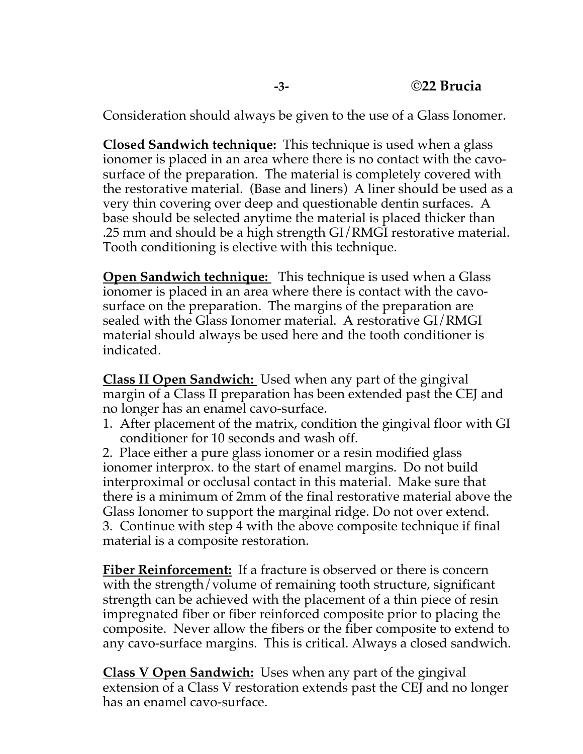Consideration should always be given to the use of a Glass Ionomer.

**Closed Sandwich technique:** This technique is used when a glass ionomer is placed in an area where there is no contact with the cavo-surface of the preparation. The material is completely covered with the restorative material. (Base and liners) A liner should be used as a very thin covering over deep and questionable dentin surfaces. A base should be selected anytime the material is placed thicker than .25 mm and should be a high strength GI/RMGI restorative material. Tooth conditioning is elective with this technique.

**Open Sandwich technique:** This technique is used when a Glass ionomer is placed in an area where there is contact with the cavo-surface on the preparation. The margins of the preparation are sealed with the Glass Ionomer material. A restorative GI/RMGI material should always be used here and the tooth conditioner is indicated.

**Class II Open Sandwich:** Used when any part of the gingival margin of a Class II preparation has been extended past the CEJ and no longer has an enamel cavo-surface.

1. After placement of the matrix, condition the gingival floor with GI conditioner for 10 seconds and wash off.
2. Place either a pure glass ionomer or a resin modified glass ionomer interprox. to the start of enamel margins. Do not build interproximal or occlusal contact in this material. Make sure that there is a minimum of 2mm of the final restorative material above the Glass Ionomer to support the marginal ridge. Do not over extend.
3. Continue with step 4 with the above composite technique if final material is a composite restoration.

**Fiber Reinforcement:** If a fracture is observed or there is concern with the strength/volume of remaining tooth structure, significant strength can be achieved with the placement of a thin piece of resin impregnated fiber or fiber reinforced composite prior to placing the composite. Never allow the fibers or the fiber composite to extend to any cavo-surface margins. This is critical. Always a closed sandwich.

**Class V Open Sandwich:** Uses when any part of the gingival extension of a Class V restoration extends past the CEJ and no longer has an enamel cavo-surface.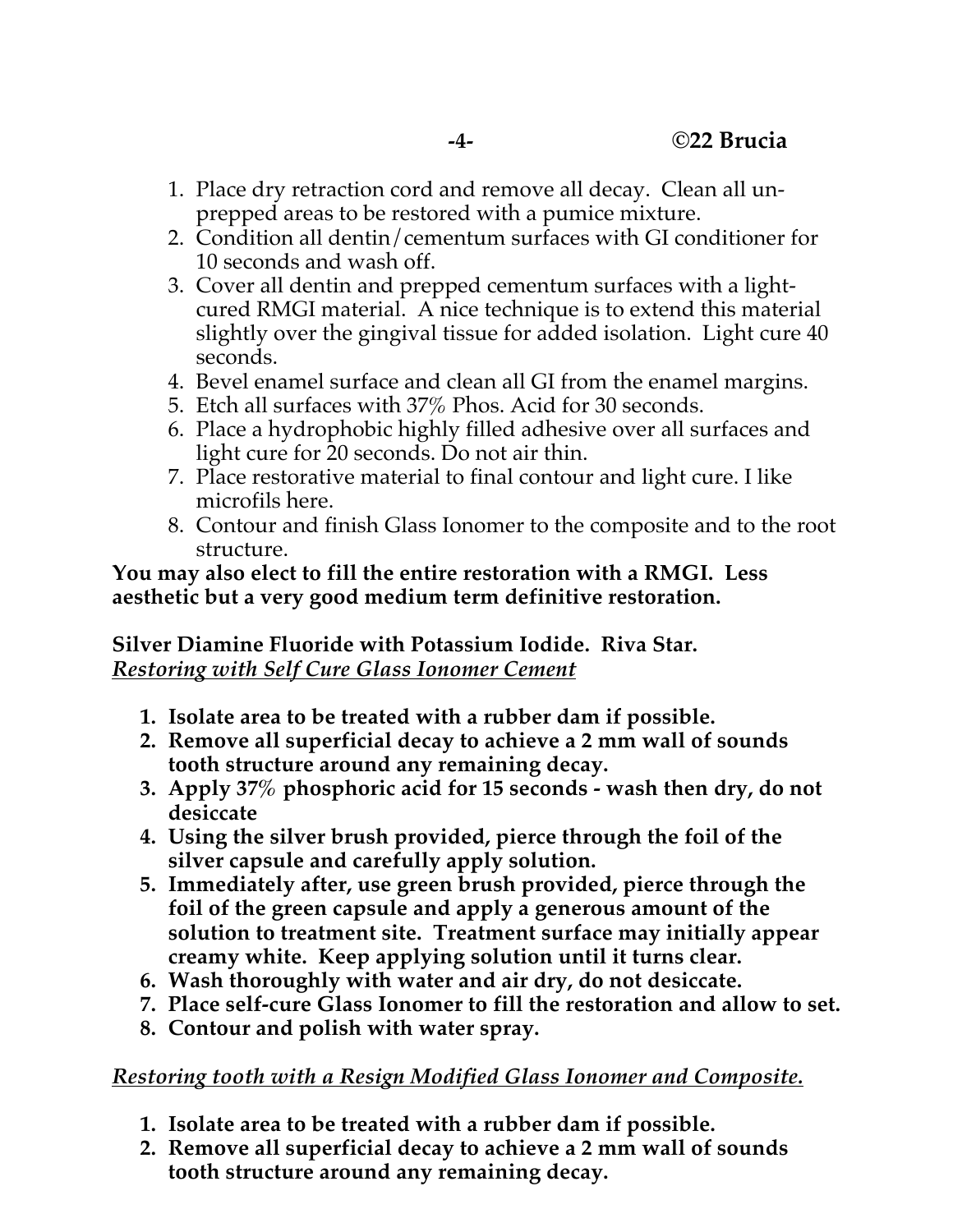1. Place dry retraction cord and remove all decay. Clean all un-prepped areas to be restored with a pumice mixture.
2. Condition all dentin/cementum surfaces with GI conditioner for 10 seconds and wash off.
3. Cover all dentin and prepped cementum surfaces with a light-cured RMGI material. A nice technique is to extend this material slightly over the gingival tissue for added isolation. Light cure 40 seconds.
4. Bevel enamel surface and clean all GI from the enamel margins.
5. Etch all surfaces with 37% Phos. Acid for 30 seconds.
6. Place a hydrophobic highly filled adhesive over all surfaces and light cure for 20 seconds. Do not air thin.
7. Place restorative material to final contour and light cure. I like microfils here.
8. Contour and finish Glass Ionomer to the composite and to the root structure.

**You may also elect to fill the entire restoration with a RMGI. Less aesthetic but a very good medium term definitive restoration.**

**Silver Diamine Fluoride with Potassium Iodide. Riva Star.**

***Restoring with Self Cure Glass Ionomer Cement***

1. **Isolate area to be treated with a rubber dam if possible.**
2. **Remove all superficial decay to achieve a 2 mm wall of sounds tooth structure around any remaining decay.**
3. **Apply 37% phosphoric acid for 15 seconds - wash then dry, do not desiccate**
4. **Using the silver brush provided, pierce through the foil of the silver capsule and carefully apply solution.**
5. **Immediately after, use green brush provided, pierce through the foil of the green capsule and apply a generous amount of the solution to treatment site. Treatment surface may initially appear creamy white. Keep applying solution until it turns clear.**
6. **Wash thoroughly with water and air dry, do not desiccate.**
7. **Place self-cure Glass Ionomer to fill the restoration and allow to set.**
8. **Contour and polish with water spray.**

***Restoring tooth with a Resign Modified Glass Ionomer and Composite.***

1. **Isolate area to be treated with a rubber dam if possible.**
2. **Remove all superficial decay to achieve a 2 mm wall of sounds tooth structure around any remaining decay.**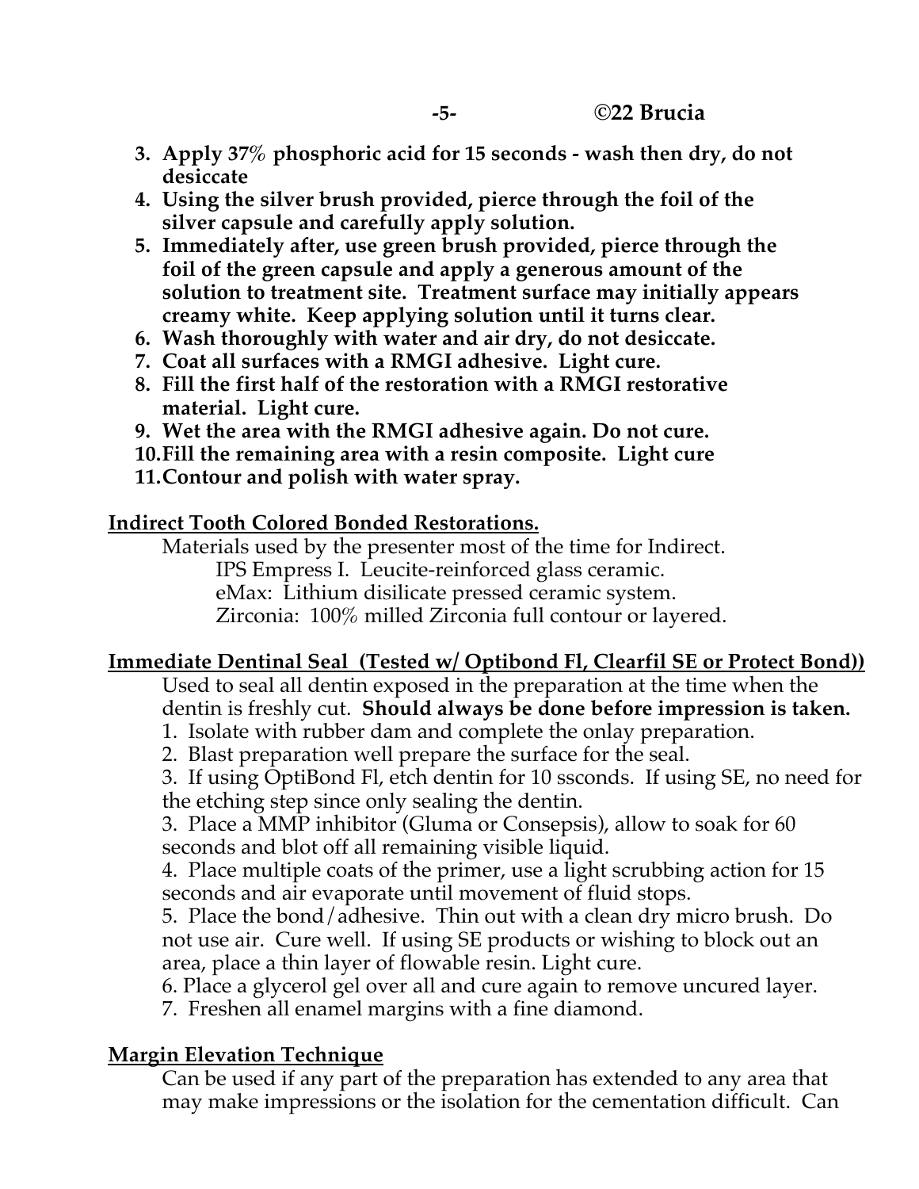3. **Apply 37% phosphoric acid for 15 seconds - wash then dry, do not desiccate**
4. **Using the silver brush provided, pierce through the foil of the silver capsule and carefully apply solution.**
5. **Immediately after, use green brush provided, pierce through the foil of the green capsule and apply a generous amount of the solution to treatment site. Treatment surface may initially appears creamy white. Keep applying solution until it turns clear.**
6. **Wash thoroughly with water and air dry, do not desiccate.**
7. **Coat all surfaces with a RMGI adhesive. Light cure.**
8. **Fill the first half of the restoration with a RMGI restorative material. Light cure.**
9. **Wet the area with the RMGI adhesive again. Do not cure.**
10. **Fill the remaining area with a resin composite. Light cure**
11. **Contour and polish with water spray.**

**<u>Indirect Tooth Colored Bonded Restorations.</u>**

Materials used by the presenter most of the time for Indirect.

IPS Empress I. Leucite-reinforced glass ceramic.

eMax: Lithium disilicate pressed ceramic system.

Zirconia: 100% milled Zirconia full contour or layered.

**<u>Immediate Dentinal Seal (Tested w/ Optibond Fl, Clearfil SE or Protect Bond))</u>**

Used to seal all dentin exposed in the preparation at the time when the dentin is freshly cut. **Should always be done before impression is taken.**

1. Isolate with rubber dam and complete the onlay preparation.
2. Blast preparation well prepare the surface for the seal.
3. If using OptiBond Fl, etch dentin for 10 ssconds. If using SE, no need for the etching step since only sealing the dentin.
3. Place a MMP inhibitor (Gluma or Consepsis), allow to soak for 60 seconds and blot off all remaining visible liquid.
4. Place multiple coats of the primer, use a light scrubbing action for 15 seconds and air evaporate until movement of fluid stops.
5. Place the bond/adhesive. Thin out with a clean dry micro brush. Do not use air. Cure well. If using SE products or wishing to block out an area, place a thin layer of flowable resin. Light cure.
6. Place a glycerol gel over all and cure again to remove uncured layer.
7. Freshen all enamel margins with a fine diamond.

**<u>Margin Elevation Technique</u>**

Can be used if any part of the preparation has extended to any area that may make impressions or the isolation for the cementation difficult. Can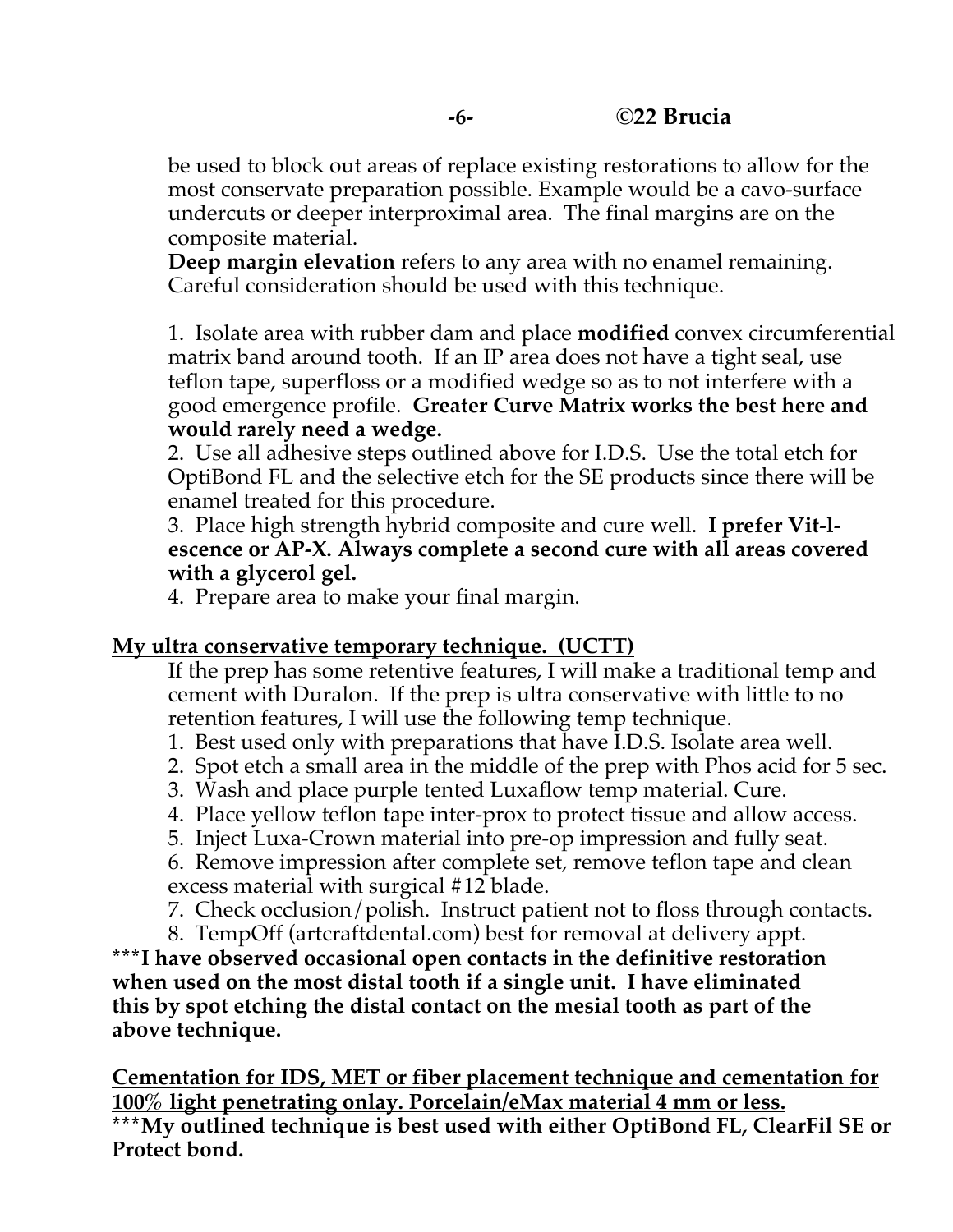be used to block out areas of replace existing restorations to allow for the most conservate preparation possible. Example would be a cavo-surface undercuts or deeper interproximal area. The final margins are on the composite material.

**Deep margin elevation** refers to any area with no enamel remaining. Careful consideration should be used with this technique.

1. Isolate area with rubber dam and place **modified** convex circumferential matrix band around tooth. If an IP area does not have a tight seal, use teflon tape, superfloss or a modified wedge so as to not interfere with a good emergence profile. **Greater Curve Matrix works the best here and would rarely need a wedge.**
2. Use all adhesive steps outlined above for I.D.S. Use the total etch for OptiBond FL and the selective etch for the SE products since there will be enamel treated for this procedure.
3. Place high strength hybrid composite and cure well. **I prefer Vit-l-escence or AP-X. Always complete a second cure with all areas covered with a glycerol gel.**
4. Prepare area to make your final margin.

**<u>My ultra conservative temporary technique. (UCTT)</u>**

If the prep has some retentive features, I will make a traditional temp and cement with Duralon. If the prep is ultra conservative with little to no retention features, I will use the following temp technique.

1. Best used only with preparations that have I.D.S. Isolate area well.
2. Spot etch a small area in the middle of the prep with Phos acid for 5 sec.
3. Wash and place purple tented Luxaflow temp material. Cure.
4. Place yellow teflon tape inter-prox to protect tissue and allow access.
5. Inject Luxa-Crown material into pre-op impression and fully seat.
6. Remove impression after complete set, remove teflon tape and clean excess material with surgical #12 blade.
7. Check occlusion/polish. Instruct patient not to floss through contacts.
8. TempOff (artcraftdental.com) best for removal at delivery appt.

***I have observed occasional open contacts in the definitive restoration when used on the most distal tooth if a single unit. I have eliminated this by spot etching the distal contact on the mesial tooth as part of the above technique.**

**<u>Cementation for IDS, MET or fiber placement technique and cementation for 100% light penetrating onlay. Porcelain/eMax material 4 mm or less.</u>**

***My outlined technique is best used with either OptiBond FL, ClearFil SE or Protect bond.**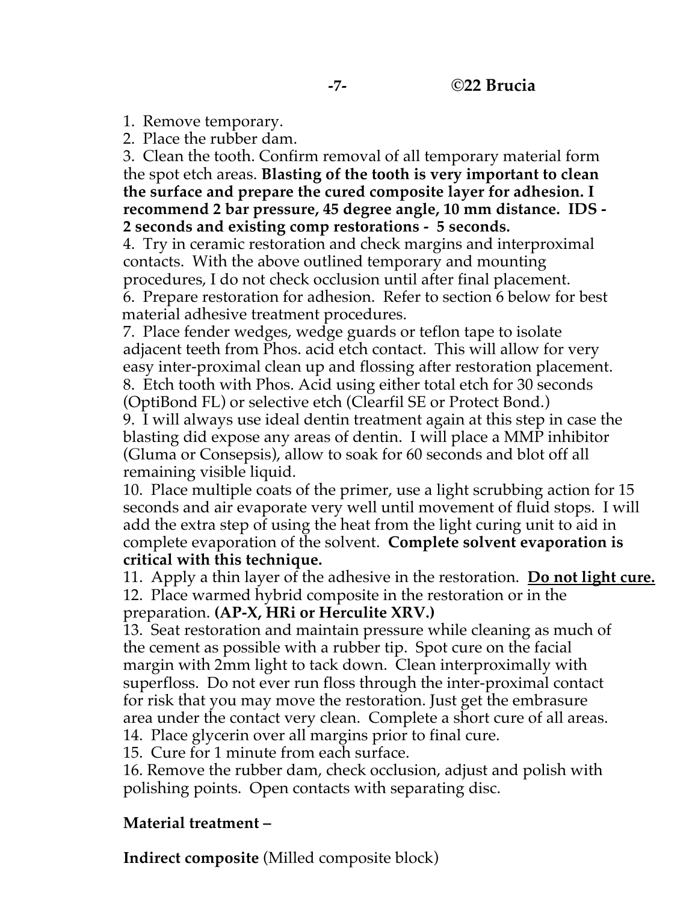1. Remove temporary.
2. Place the rubber dam.
3. Clean the tooth. Confirm removal of all temporary material form the spot etch areas. **Blasting of the tooth is very important to clean the surface and prepare the cured composite layer for adhesion. I recommend 2 bar pressure, 45 degree angle, 10 mm distance. IDS - 2 seconds and existing comp restorations - 5 seconds.**
4. Try in ceramic restoration and check margins and interproximal contacts. With the above outlined temporary and mounting procedures, I do not check occlusion until after final placement.
6. Prepare restoration for adhesion. Refer to section 6 below for best material adhesive treatment procedures.
7. Place fender wedges, wedge guards or teflon tape to isolate adjacent teeth from Phos. acid etch contact. This will allow for very easy inter-proximal clean up and flossing after restoration placement.
8. Etch tooth with Phos. Acid using either total etch for 30 seconds (OptiBond FL) or selective etch (Clearfil SE or Protect Bond.)
9. I will always use ideal dentin treatment again at this step in case the blasting did expose any areas of dentin. I will place a MMP inhibitor (Gluma or Consepsis), allow to soak for 60 seconds and blot off all remaining visible liquid.
10. Place multiple coats of the primer, use a light scrubbing action for 15 seconds and air evaporate very well until movement of fluid stops. I will add the extra step of using the heat from the light curing unit to aid in complete evaporation of the solvent. **Complete solvent evaporation is critical with this technique.**
11. Apply a thin layer of the adhesive in the restoration. **<u>Do not light cure.</u>**
12. Place warmed hybrid composite in the restoration or in the preparation. **(AP-X, HRi or Herculite XRV.)**
13. Seat restoration and maintain pressure while cleaning as much of the cement as possible with a rubber tip. Spot cure on the facial margin with 2mm light to tack down. Clean interproximally with superfloss. Do not ever run floss through the inter-proximal contact for risk that you may move the restoration. Just get the embrasure area under the contact very clean. Complete a short cure of all areas.
14. Place glycerin over all margins prior to final cure.
15. Cure for 1 minute from each surface.
16. Remove the rubber dam, check occlusion, adjust and polish with polishing points. Open contacts with separating disc.

**Material treatment –**

**Indirect composite** (Milled composite block)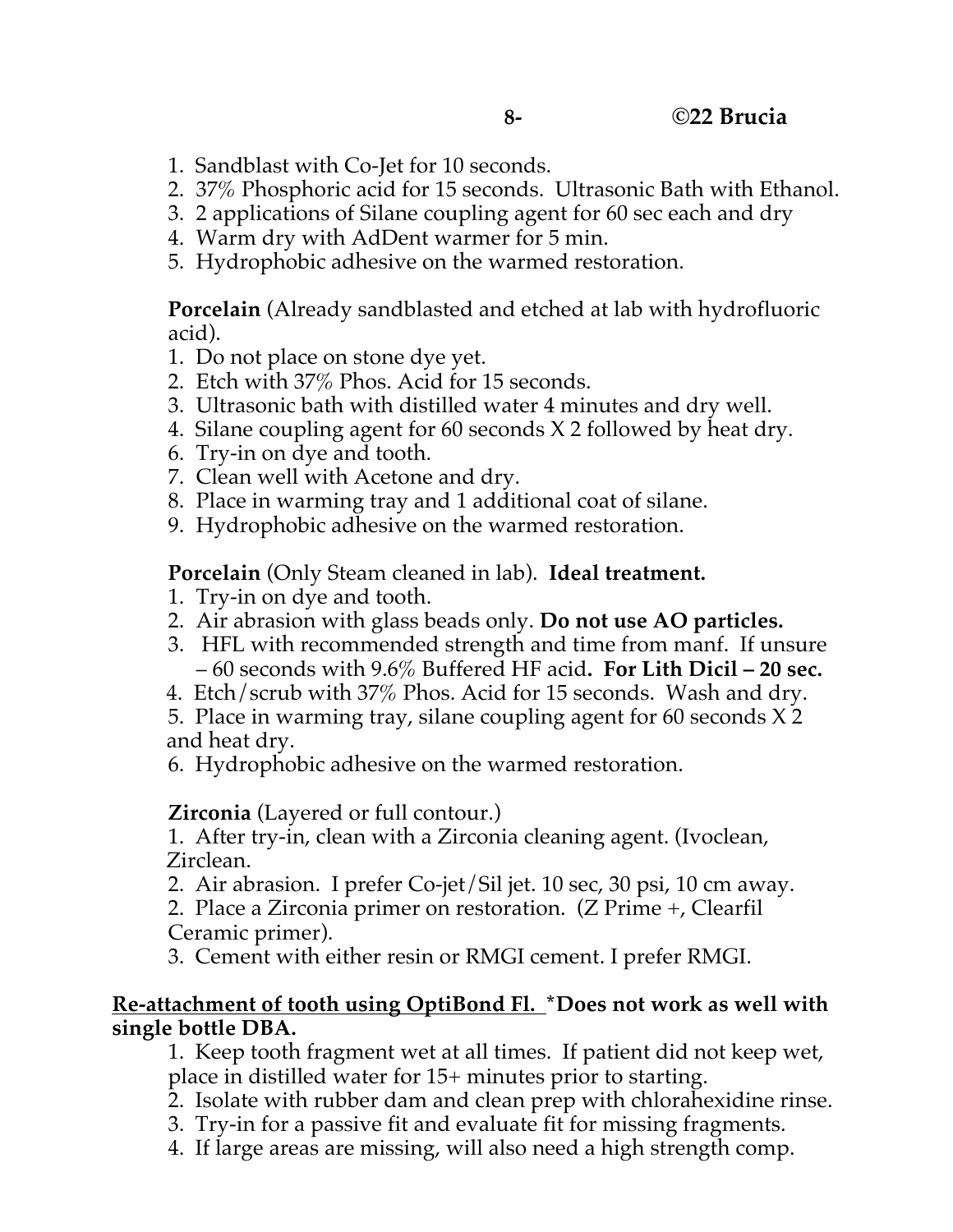1. Sandblast with Co-Jet for 10 seconds.
2. 37% Phosphoric acid for 15 seconds. Ultrasonic Bath with Ethanol.
3. 2 applications of Silane coupling agent for 60 sec each and dry
4. Warm dry with AdDent warmer for 5 min.
5. Hydrophobic adhesive on the warmed restoration.

**Porcelain** (Already sandblasted and etched at lab with hydrofluoric acid).

1. Do not place on stone dye yet.
2. Etch with 37% Phos. Acid for 15 seconds.
3. Ultrasonic bath with distilled water 4 minutes and dry well.
4. Silane coupling agent for 60 seconds X 2 followed by heat dry.
6. Try-in on dye and tooth.
7. Clean well with Acetone and dry.
8. Place in warming tray and 1 additional coat of silane.
9. Hydrophobic adhesive on the warmed restoration.

**Porcelain** (Only Steam cleaned in lab). **Ideal treatment.**

1. Try-in on dye and tooth.
2. Air abrasion with glass beads only. **Do not use AO particles.**
3. HFL with recommended strength and time from manf. If unsure – 60 seconds with 9.6% Buffered HF acid**. For Lith Dicil – 20 sec.**
4. Etch/scrub with 37% Phos. Acid for 15 seconds. Wash and dry.
5. Place in warming tray, silane coupling agent for 60 seconds X 2 and heat dry.
6. Hydrophobic adhesive on the warmed restoration.

**Zirconia** (Layered or full contour.)

1. After try-in, clean with a Zirconia cleaning agent. (Ivoclean, Zirclean.
2. Air abrasion. I prefer Co-jet/Sil jet. 10 sec, 30 psi, 10 cm away.
2. Place a Zirconia primer on restoration. (Z Prime +, Clearfil Ceramic primer).
3. Cement with either resin or RMGI cement. I prefer RMGI.

**<u>Re-attachment of tooth using OptiBond Fl.</u> \*Does not work as well with single bottle DBA.**

1. Keep tooth fragment wet at all times. If patient did not keep wet, place in distilled water for 15+ minutes prior to starting.
2. Isolate with rubber dam and clean prep with chlorahexidine rinse.
3. Try-in for a passive fit and evaluate fit for missing fragments.
4. If large areas are missing, will also need a high strength comp.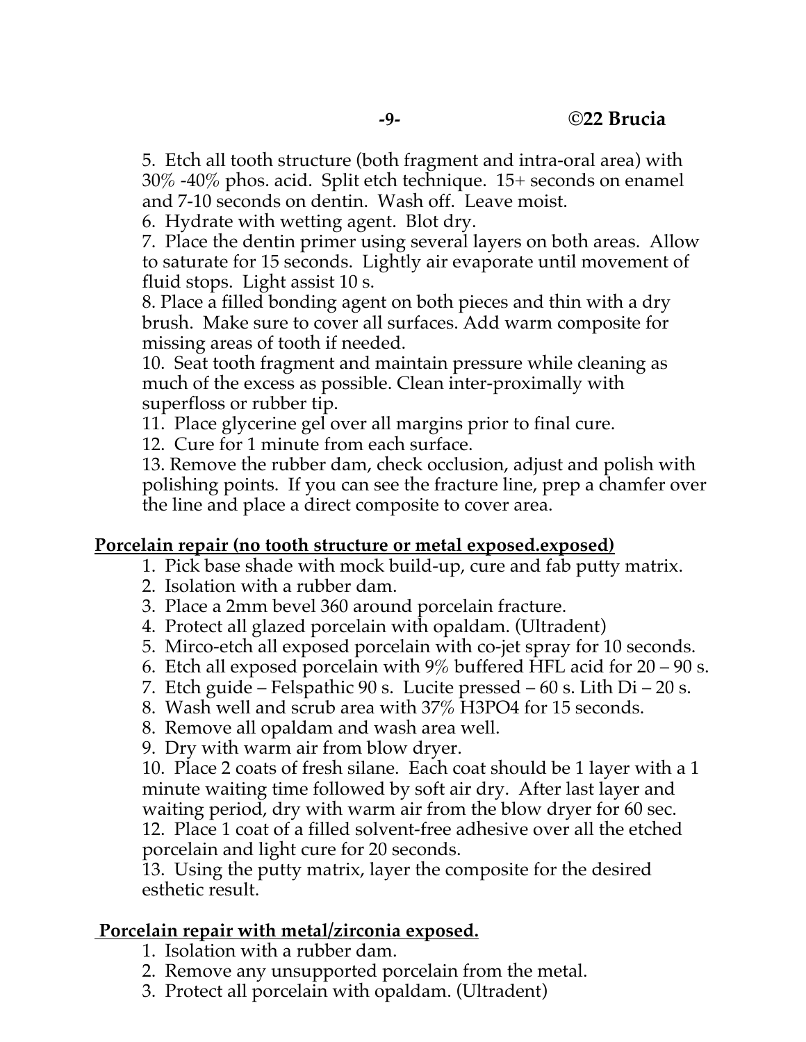5. Etch all tooth structure (both fragment and intra-oral area) with 30% -40% phos. acid. Split etch technique. 15+ seconds on enamel and 7-10 seconds on dentin. Wash off. Leave moist.
6. Hydrate with wetting agent. Blot dry.
7. Place the dentin primer using several layers on both areas. Allow to saturate for 15 seconds. Lightly air evaporate until movement of fluid stops. Light assist 10 s.
8. Place a filled bonding agent on both pieces and thin with a dry brush. Make sure to cover all surfaces. Add warm composite for missing areas of tooth if needed.
10. Seat tooth fragment and maintain pressure while cleaning as much of the excess as possible. Clean inter-proximally with superfloss or rubber tip.
11. Place glycerine gel over all margins prior to final cure.
12. Cure for 1 minute from each surface.
13. Remove the rubber dam, check occlusion, adjust and polish with polishing points. If you can see the fracture line, prep a chamfer over the line and place a direct composite to cover area.

**Porcelain repair (no tooth structure or metal exposed.exposed)**

1. Pick base shade with mock build-up, cure and fab putty matrix.
2. Isolation with a rubber dam.
3. Place a 2mm bevel 360 around porcelain fracture.
4. Protect all glazed porcelain with opaldam. (Ultradent)
5. Mirco-etch all exposed porcelain with co-jet spray for 10 seconds.
6. Etch all exposed porcelain with 9% buffered HFL acid for 20 – 90 s.
7. Etch guide – Felspathic 90 s. Lucite pressed – 60 s. Lith Di – 20 s.
8. Wash well and scrub area with 37% $H_3PO_4$ for 15 seconds.
8. Remove all opaldam and wash area well.
9. Dry with warm air from blow dryer.
10. Place 2 coats of fresh silane. Each coat should be 1 layer with a 1 minute waiting time followed by soft air dry. After last layer and waiting period, dry with warm air from the blow dryer for 60 sec.
12. Place 1 coat of a filled solvent-free adhesive over all the etched porcelain and light cure for 20 seconds.
13. Using the putty matrix, layer the composite for the desired esthetic result.

**Porcelain repair with metal/zirconia exposed.**

1. Isolation with a rubber dam.
2. Remove any unsupported porcelain from the metal.
3. Protect all porcelain with opaldam. (Ultradent)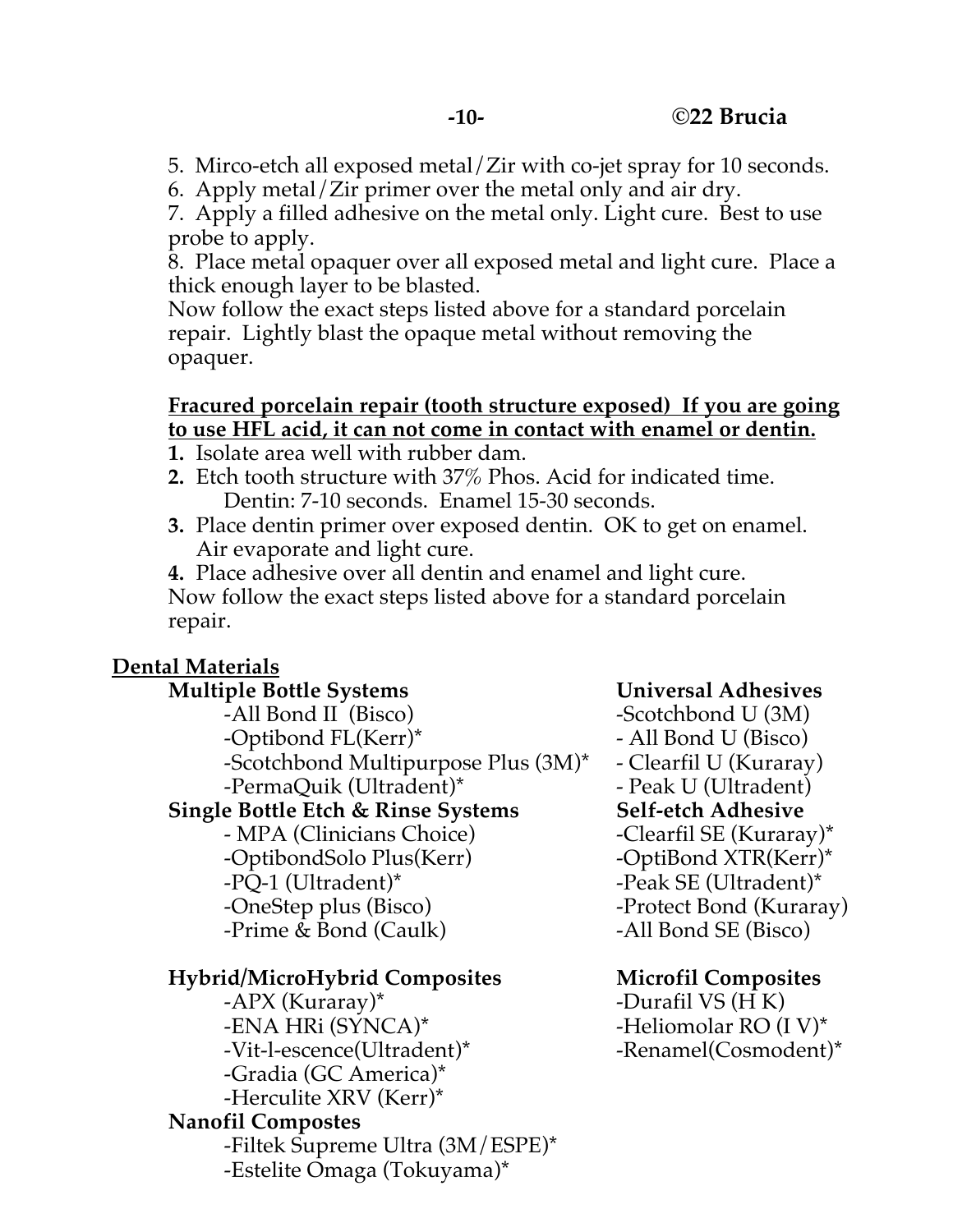5. Mirco-etch all exposed metal/Zir with co-jet spray for 10 seconds.
6. Apply metal/Zir primer over the metal only and air dry.
7. Apply a filled adhesive on the metal only. Light cure. Best to use probe to apply.
8. Place metal opaquer over all exposed metal and light cure. Place a thick enough layer to be blasted.

Now follow the exact steps listed above for a standard porcelain repair. Lightly blast the opaque metal without removing the opaquer.

**Fracured porcelain repair (tooth structure exposed) If you are going to use HFL acid, it can not come in contact with enamel or dentin.**

**1.** Isolate area well with rubber dam.
**2.** Etch tooth structure with 37% Phos. Acid for indicated time.
Dentin: 7-10 seconds. Enamel 15-30 seconds.
**3.** Place dentin primer over exposed dentin. OK to get on enamel. Air evaporate and light cure.
**4.** Place adhesive over all dentin and enamel and light cure.

Now follow the exact steps listed above for a standard porcelain repair.

## Dental Materials

**Multiple Bottle Systems**

- All Bond II (Bisco)
- Optibond FL(Kerr)*
- Scotchbond Multipurpose Plus (3M)*
- PermaQuik (Ultradent)*

**Single Bottle Etch & Rinse Systems**

- MPA (Clinicians Choice)
- OptibondSolo Plus(Kerr)
- PQ-1 (Ultradent)*
- OneStep plus (Bisco)
- Prime & Bond (Caulk)

**Universal Adhesives**

- Scotchbond U (3M)
- All Bond U (Bisco)
- Clearfil U (Kuraray)
- Peak U (Ultradent)

**Self-etch Adhesive**

- Clearfil SE (Kuraray)*
- OptiBond XTR(Kerr)*
- Peak SE (Ultradent)*
- Protect Bond (Kuraray)
- All Bond SE (Bisco)

**Hybrid/MicroHybrid Composites**

- APX (Kuraray)*
- ENA HRi (SYNCA)*
- Vit-l-escence(Ultradent)*
- Gradia (GC America)*
- Herculite XRV (Kerr)*

**Nanofil Compostes**

- Filtek Supreme Ultra (3M/ESPE)*
- Estelite Omaga (Tokuyama)*

**Microfil Composites**

- Durafil VS (H K)
- Heliomolar RO (I V)*
- Renamel(Cosmodent)*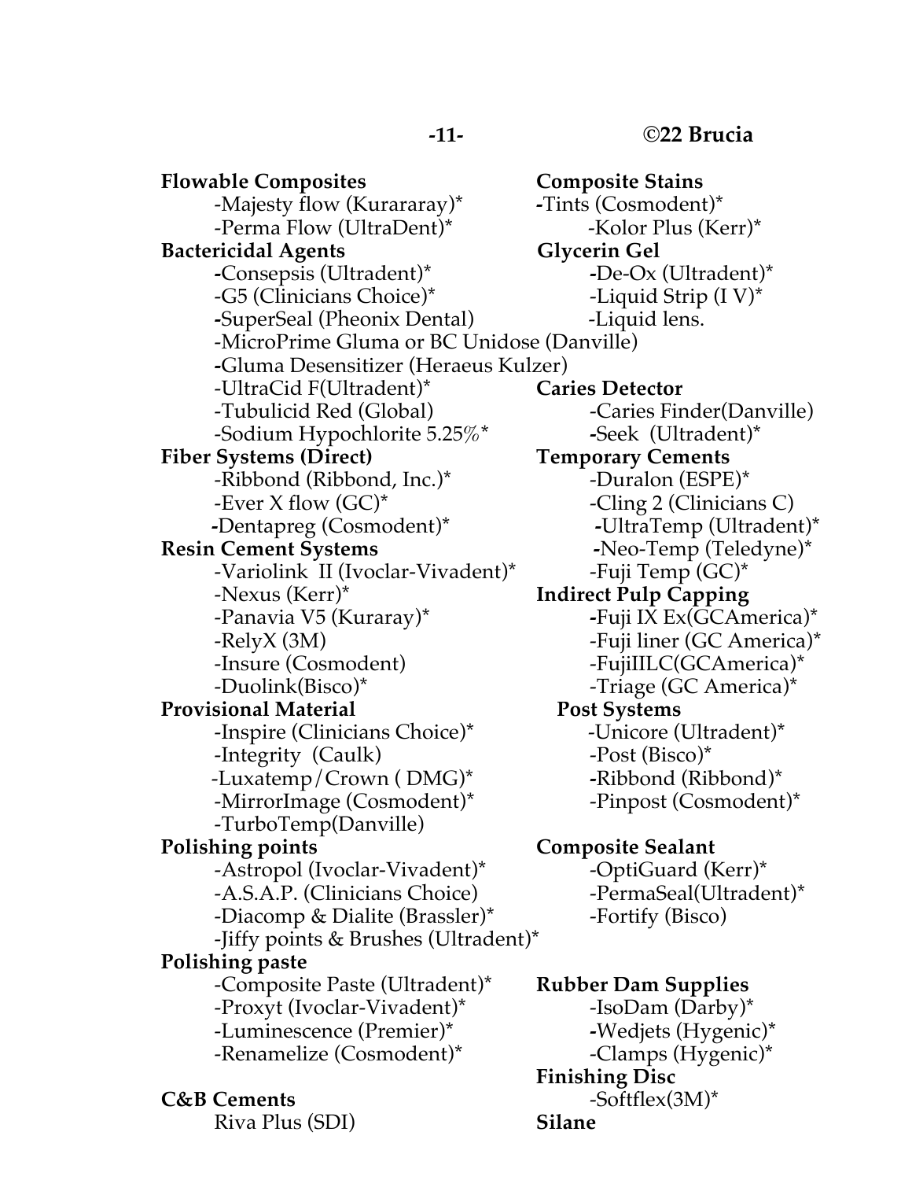**Flowable Composites**
- -Majesty flow (Kurararay)*
- -Perma Flow (UltraDent)*

**Bactericidal Agents**
- -Consepsis (Ultradent)*
- -G5 (Clinicians Choice)*
- -SuperSeal (Pheonix Dental)
- -MicroPrime Gluma or BC Unidose (Danville)
- -Gluma Desensitizer (Heraeus Kulzer)
- -UltraCid F(Ultradent)*
- -Tubulicid Red (Global)
- -Sodium Hypochlorite 5.25%*

**Fiber Systems (Direct)**
- -Ribbond (Ribbond, Inc.)*
- -Ever X flow (GC)*
- -Dentapreg (Cosmodent)*

**Resin Cement Systems**
- -Variolink II (Ivoclar-Vivadent)*
- -Nexus (Kerr)*
- -Panavia V5 (Kuraray)*
- -RelyX (3M)
- -Insure (Cosmodent)
- -Duolink(Bisco)*

**Provisional Material**
- -Inspire (Clinicians Choice)*
- -Integrity (Caulk)
- -Luxatemp/Crown ( DMG)*
- -MirrorImage (Cosmodent)*
- -TurboTemp(Danville)

**Polishing points**
- -Astropol (Ivoclar-Vivadent)*
- -A.S.A.P. (Clinicians Choice)
- -Diacomp & Dialite (Brassler)*
- -Jiffy points & Brushes (Ultradent)*

**Polishing paste**
- -Composite Paste (Ultradent)*
- -Proxyt (Ivoclar-Vivadent)*
- -Luminescence (Premier)*
- -Renamelize (Cosmodent)*

**C&B Cements**
- Riva Plus (SDI)

**Composite Stains**
- -Tints (Cosmodent)*
- -Kolor Plus (Kerr)*

**Glycerin Gel**
- -De-Ox (Ultradent)*
- -Liquid Strip (I V)*
- -Liquid lens.

**Caries Detector**
- -Caries Finder(Danville)
- -Seek (Ultradent)*

**Temporary Cements**
- -Duralon (ESPE)*
- -Cling 2 (Clinicians C)
- -UltraTemp (Ultradent)*
- -Neo-Temp (Teledyne)*
- -Fuji Temp (GC)*

**Indirect Pulp Capping**
- -Fuji IX Ex(GCAmerica)*
- -Fuji liner (GC America)*
- -FujiIILC(GCAmerica)*
- -Triage (GC America)*

**Post Systems**
- -Unicore (Ultradent)*
- -Post (Bisco)*
- -Ribbond (Ribbond)*
- -Pinpost (Cosmodent)*

**Composite Sealant**
- -OptiGuard (Kerr)*
- -PermaSeal(Ultradent)*
- -Fortify (Bisco)

**Rubber Dam Supplies**
- -IsoDam (Darby)*
- -Wedjets (Hygenic)*
- -Clamps (Hygenic)*

**Finishing Disc**
- -Softflex(3M)*

**Silane**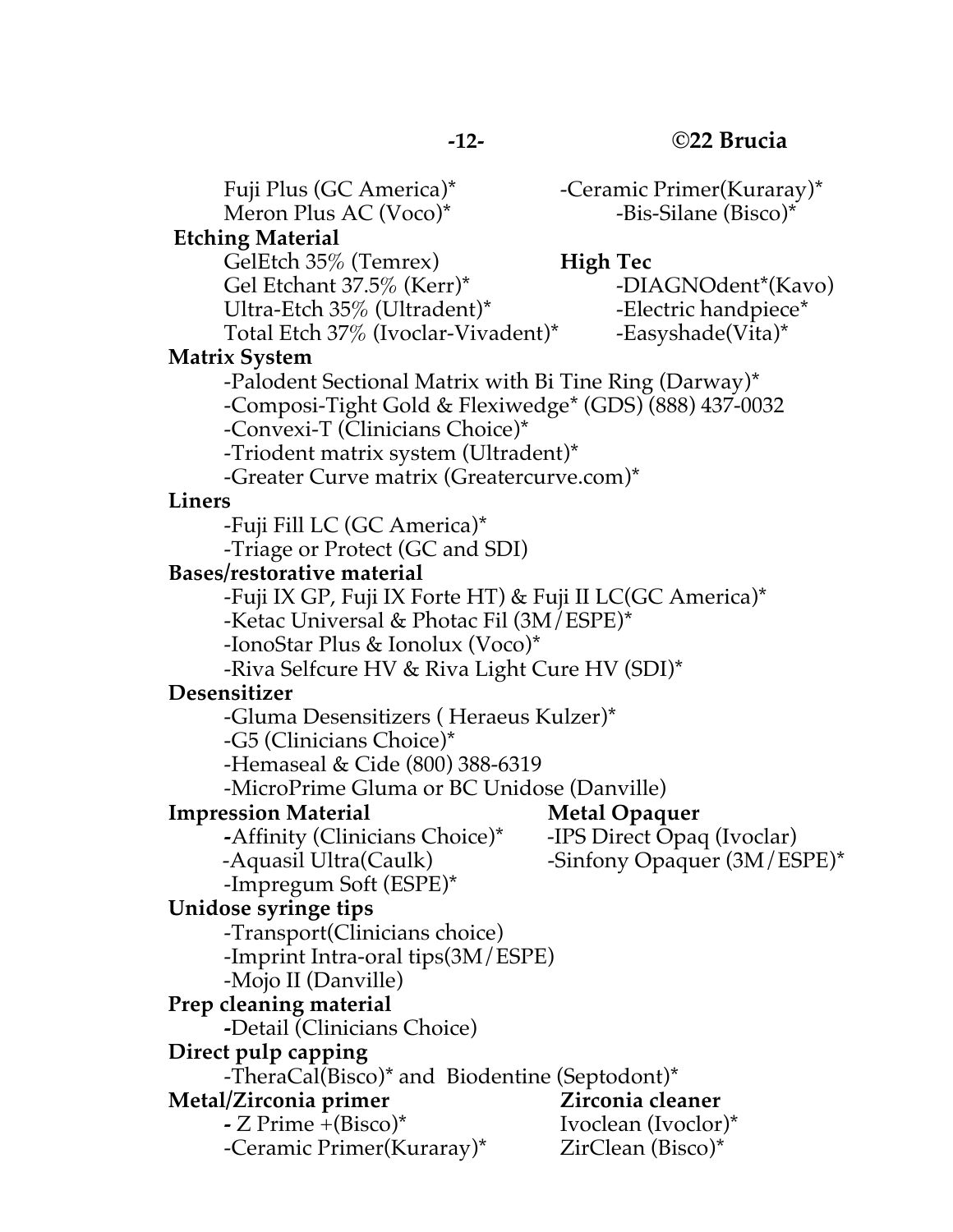Fuji Plus (GC America)*
Meron Plus AC (Voco)*

**Etching Material**

GelEtch 35% (Temrex)
Gel Etchant 37.5% (Kerr)*
Ultra-Etch 35% (Ultradent)*
Total Etch 37% (Ivoclar-Vivadent)*

**Matrix System**

-Palodent Sectional Matrix with Bi Tine Ring (Darway)*
-Composi-Tight Gold & Flexiwedge* (GDS) (888) 437-0032
-Convexi-T (Clinicians Choice)*
-Triodent matrix system (Ultradent)*
-Greater Curve matrix (Greatercurve.com)*

**Liners**

-Fuji Fill LC (GC America)*
-Triage or Protect (GC and SDI)

**Bases/restorative material**

-Fuji IX GP, Fuji IX Forte HT) & Fuji II LC(GC America)*
-Ketac Universal & Photac Fil (3M/ESPE)*
-IonoStar Plus & Ionolux (Voco)*
-Riva Selfcure HV & Riva Light Cure HV (SDI)*

**Desensitizer**

-Gluma Desensitizers ( Heraeus Kulzer)*
-G5 (Clinicians Choice)*
-Hemaseal & Cide (800) 388-6319
-MicroPrime Gluma or BC Unidose (Danville)

**Impression Material**

-Affinity (Clinicians Choice)*
-Aquasil Ultra(Caulk)
-Impregum Soft (ESPE)*

**Unidose syringe tips**

-Transport(Clinicians choice)
-Imprint Intra-oral tips(3M/ESPE)
-Mojo II (Danville)

**Prep cleaning material**

-Detail (Clinicians Choice)

**Direct pulp capping**

-TheraCal(Bisco)* and Biodentine (Septodont)*

**Metal/Zirconia primer**

- Z Prime +(Bisco)*
-Ceramic Primer(Kuraray)*

-Ceramic Primer(Kuraray)*
-Bis-Silane (Bisco)*

**High Tec**

-DIAGNOdent*(Kavo)
-Electric handpiece*
-Easyshade(Vita)*

**Metal Opaquer**

-IPS Direct Opaq (Ivoclar)
-Sinfony Opaquer (3M/ESPE)*

**Zirconia cleaner**

Ivoclean (Ivoclor)*
ZirClean (Bisco)*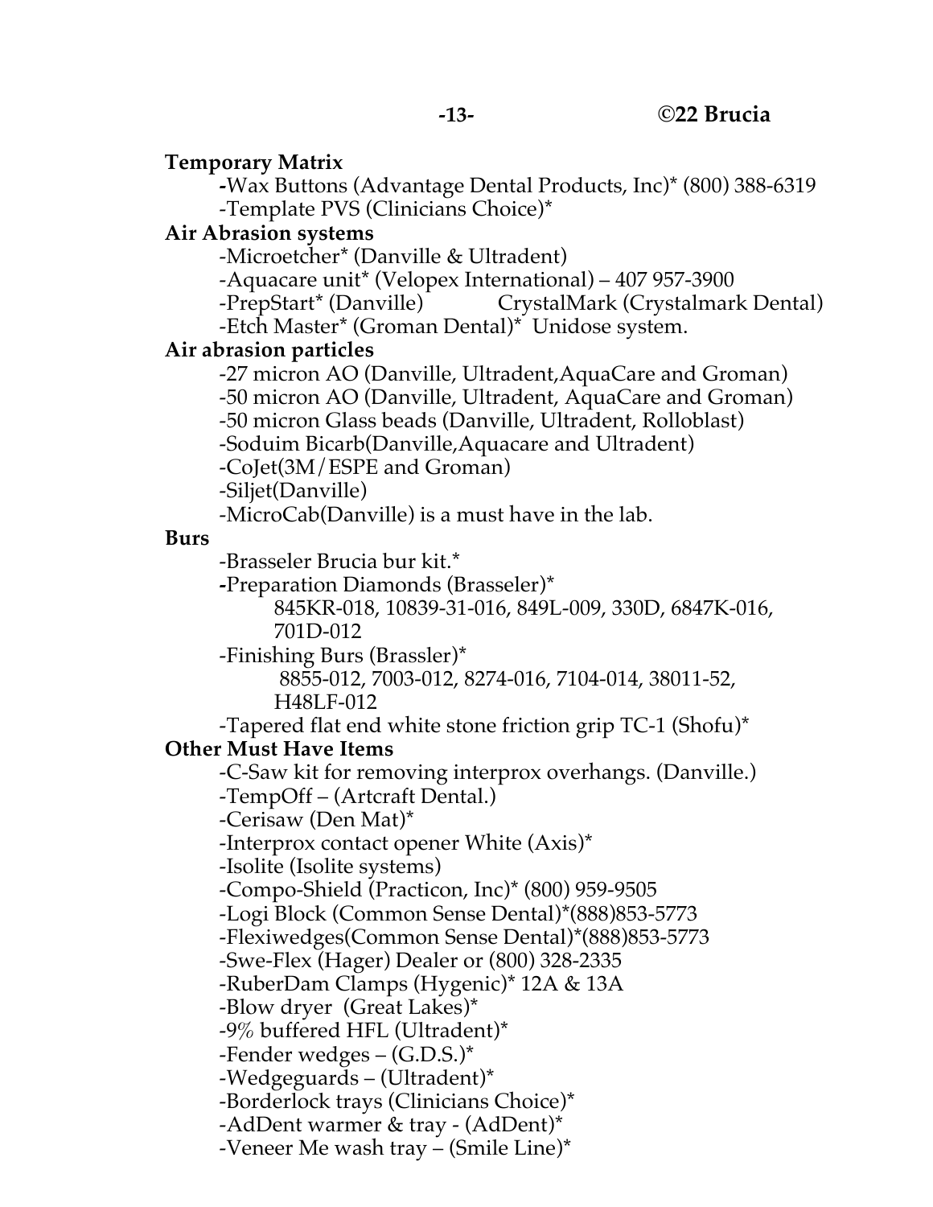**Temporary Matrix**

- -Wax Buttons (Advantage Dental Products, Inc)* (800) 388-6319
- -Template PVS (Clinicians Choice)*

**Air Abrasion systems**

- -Microetcher* (Danville & Ultradent)
- -Aquacare unit* (Velopex International) – 407 957-3900
- -PrepStart* (Danville) CrystalMark (Crystalmark Dental)
- -Etch Master* (Groman Dental)* Unidose system.

**Air abrasion particles**

- -27 micron AO (Danville, Ultradent,AquaCare and Groman)
- -50 micron AO (Danville, Ultradent, AquaCare and Groman)
- -50 micron Glass beads (Danville, Ultradent, Rolloblast)
- -Soduim Bicarb(Danville,Aquacare and Ultradent)
- -CoJet(3M/ESPE and Groman)
- -Siljet(Danville)
- -MicroCab(Danville) is a must have in the lab.

**Burs**

- -Brasseler Brucia bur kit.*
- -Preparation Diamonds (Brasseler)*
  845KR-018, 10839-31-016, 849L-009, 330D, 6847K-016, 701D-012
- -Finishing Burs (Brassler)*
  8855-012, 7003-012, 8274-016, 7104-014, 38011-52, H48LF-012
- -Tapered flat end white stone friction grip TC-1 (Shofu)*

**Other Must Have Items**

- -C-Saw kit for removing interprox overhangs. (Danville.)
- -TempOff – (Artcraft Dental.)
- -Cerisaw (Den Mat)*
- -Interprox contact opener White (Axis)*
- -Isolite (Isolite systems)
- -Compo-Shield (Practicon, Inc)* (800) 959-9505
- -Logi Block (Common Sense Dental)*(888)853-5773
- -Flexiwedges(Common Sense Dental)*(888)853-5773
- -Swe-Flex (Hager) Dealer or (800) 328-2335
- -RuberDam Clamps (Hygenic)* 12A & 13A
- -Blow dryer (Great Lakes)*
- -9% buffered HFL (Ultradent)*
- -Fender wedges – (G.D.S.)*
- -Wedgeguards – (Ultradent)*
- -Borderlock trays (Clinicians Choice)*
- -AdDent warmer & tray - (AdDent)*
- -Veneer Me wash tray – (Smile Line)*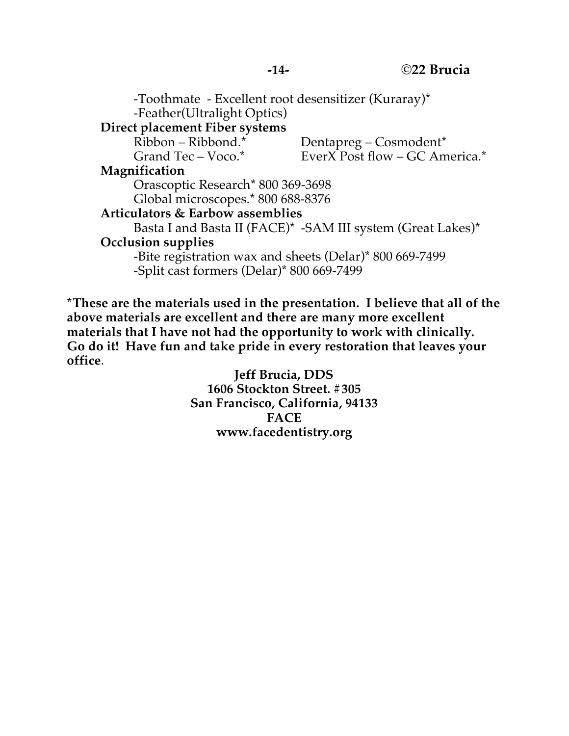-Toothmate - Excellent root desensitizer (Kuraray)*
-Feather(Ultralight Optics)

**Direct placement Fiber systems**

Ribbon – Ribbond.* Dentapreg – Cosmodent*
Grand Tec – Voco.* EverX Post flow – GC America.*

**Magnification**

Orascoptic Research* 800 369-3698
Global microscopes.* 800 688-8376

**Articulators & Earbow assemblies**

Basta I and Basta II (FACE)* -SAM III system (Great Lakes)*

**Occlusion supplies**

-Bite registration wax and sheets (Delar)* 800 669-7499
-Split cast formers (Delar)* 800 669-7499

***These are the materials used in the presentation. I believe that all of the above materials are excellent and there are many more excellent materials that I have not had the opportunity to work with clinically. Go do it! Have fun and take pride in every restoration that leaves your office**.

**Jeff Brucia, DDS**
**1606 Stockton Street. #305**
**San Francisco, California, 94133**
**FACE**
**www.facedentistry.org**